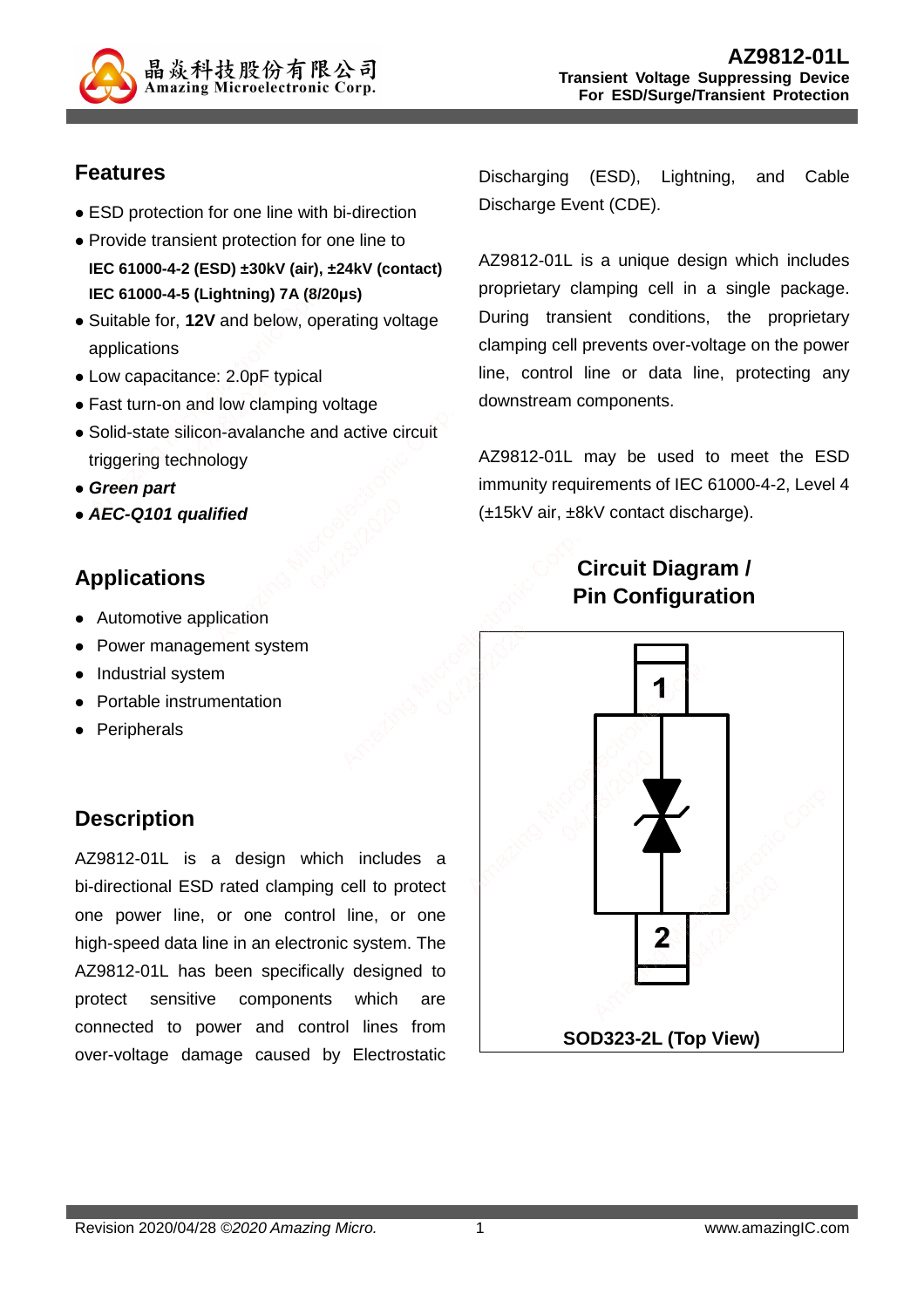# AZ9812-01L

**Transient Voltage Suppressing Device For ESD/Surge/Transient Protection**

## Features

- ESD protection for one line with bi-direction
- Provide transient protection for one line to
  **IEC 61000-4-2 (ESD) ±30kV (air), ±24kV (contact)**
  **IEC 61000-4-5 (Lightning) 7A (8/20μs)**
- Suitable for, **12V** and below, operating voltage applications
- Low capacitance: 2.0pF typical
- Fast turn-on and low clamping voltage
- Solid-state silicon-avalanche and active circuit triggering technology
- ***Green part***
- ***AEC-Q101 qualified***

## Applications

- Automotive application
- Power management system
- Industrial system
- Portable instrumentation
- Peripherals

## Description

AZ9812-01L is a design which includes a bi-directional ESD rated clamping cell to protect one power line, or one control line, or one high-speed data line in an electronic system. The AZ9812-01L has been specifically designed to protect sensitive components which are connected to power and control lines from over-voltage damage caused by Electrostatic Discharging (ESD), Lightning, and Cable Discharge Event (CDE).

AZ9812-01L is a unique design which includes proprietary clamping cell in a single package. During transient conditions, the proprietary clamping cell prevents over-voltage on the power line, control line or data line, protecting any downstream components.

AZ9812-01L may be used to meet the ESD immunity requirements of IEC 61000-4-2, Level 4 (±15kV air, ±8kV contact discharge).

## Circuit Diagram / Pin Configuration

1

2

SOD323-2L (Top View)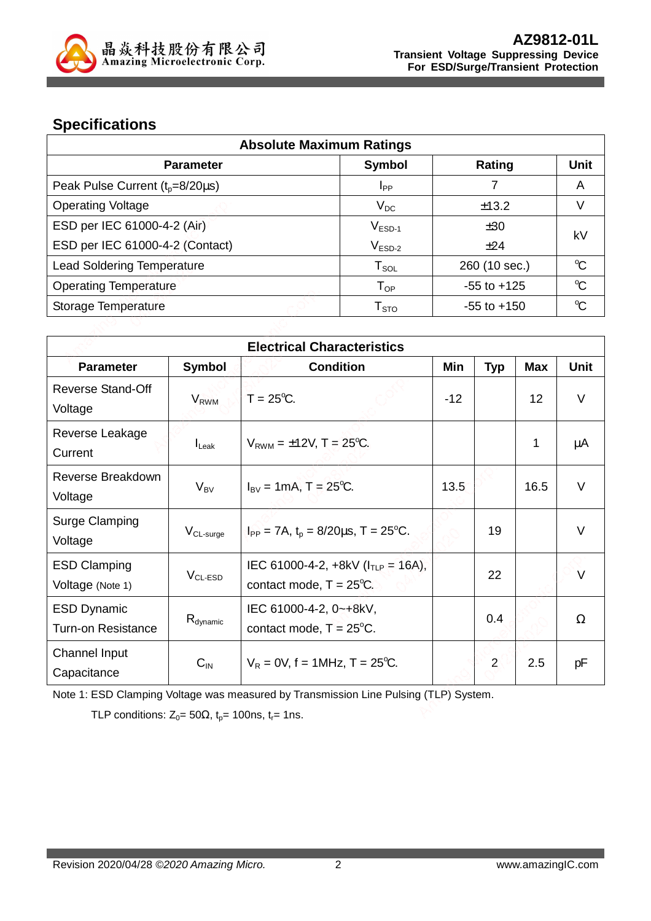## Specifications

| Absolute Maximum Ratings | | | |
|---|---|---|---|
| **Parameter** | **Symbol** | **Rating** | **Unit** |
| Peak Pulse Current ($t_p$=8/20μs) | $I_{PP}$ | 7 | A |
| Operating Voltage | $V_{DC}$ | ±13.2 | V |
| ESD per IEC 61000-4-2 (Air) | $V_{ESD-1}$ | ±30 | kV |
| ESD per IEC 61000-4-2 (Contact) | $V_{ESD-2}$ | ±24 | kV |
| Lead Soldering Temperature | $T_{SOL}$ | 260 (10 sec.) | °C |
| Operating Temperature | $T_{OP}$ | -55 to +125 | °C |
| Storage Temperature | $T_{STO}$ | -55 to +150 | °C |

| Electrical Characteristics | | | | | | |
|---|---|---|---|---|---|---|
| **Parameter** | **Symbol** | **Condition** | **Min** | **Typ** | **Max** | **Unit** |
| Reverse Stand-Off Voltage | $V_{RWM}$ | T = 25°C. | -12 | | 12 | V |
| Reverse Leakage Current | $I_{Leak}$ | $V_{RWM}$ = ±12V, T = 25°C. | | | 1 | μA |
| Reverse Breakdown Voltage | $V_{BV}$ | $I_{BV}$ = 1mA, T = 25°C. | 13.5 | | 16.5 | V |
| Surge Clamping Voltage | $V_{CL-surge}$ | $I_{PP}$ = 7A, $t_p$ = 8/20μs, T = 25°C. | | 19 | | V |
| ESD Clamping Voltage (Note 1) | $V_{CL-ESD}$ | IEC 61000-4-2, +8kV ($I_{TLP}$ = 16A), contact mode, T = 25°C. | | 22 | | V |
| ESD Dynamic Turn-on Resistance | $R_{dynamic}$ | IEC 61000-4-2, 0~+8kV, contact mode, T = 25°C. | | 0.4 | | Ω |
| Channel Input Capacitance | $C_{IN}$ | $V_R$ = 0V, f = 1MHz, T = 25°C. | | 2 | 2.5 | pF |

Note 1: ESD Clamping Voltage was measured by Transmission Line Pulsing (TLP) System.

TLP conditions: $Z_0$= 50Ω, $t_p$= 100ns, $t_r$= 1ns.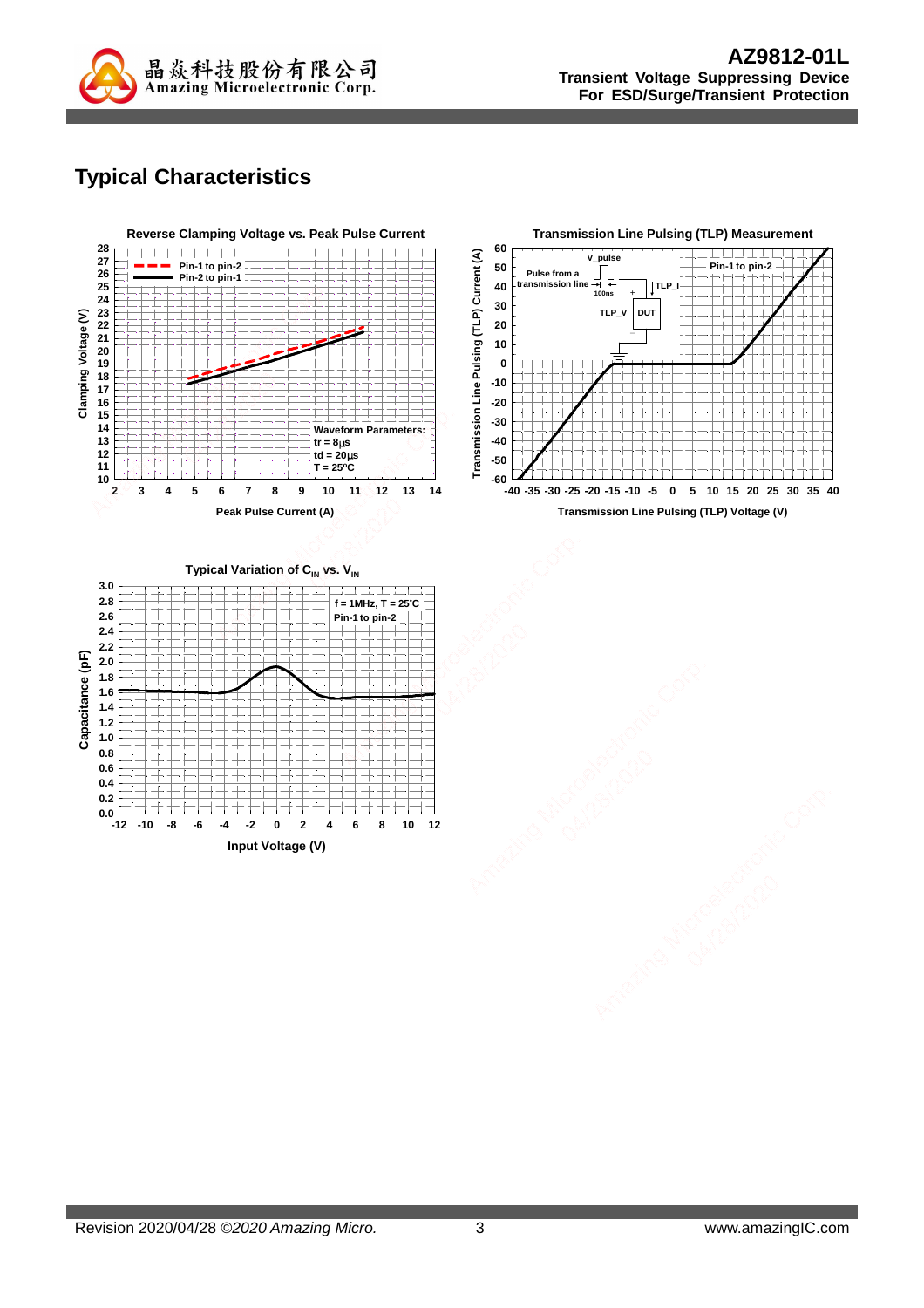## Typical Characteristics

**Reverse Clamping Voltage vs. Peak Pulse Current**

- Pin-1 to pin-2
- Pin-2 to pin-1

Waveform Parameters:
tr = 8μs
td = 20μs
T = 25ºC

Clamping Voltage (V)

Peak Pulse Current (A)

**Transmission Line Pulsing (TLP) Measurement**

Pin-1 to pin-2

V_pulse
Pulse from a transmission line
100ns
TLP_I
TLP_V
DUT

Transmission Line Pulsing (TLP) Current (A)

Transmission Line Pulsing (TLP) Voltage (V)

**Typical Variation of $C_{IN}$ vs. $V_{IN}$**

f = 1MHz, T = 25ºC
Pin-1 to pin-2

Capacitance (pF)

Input Voltage (V)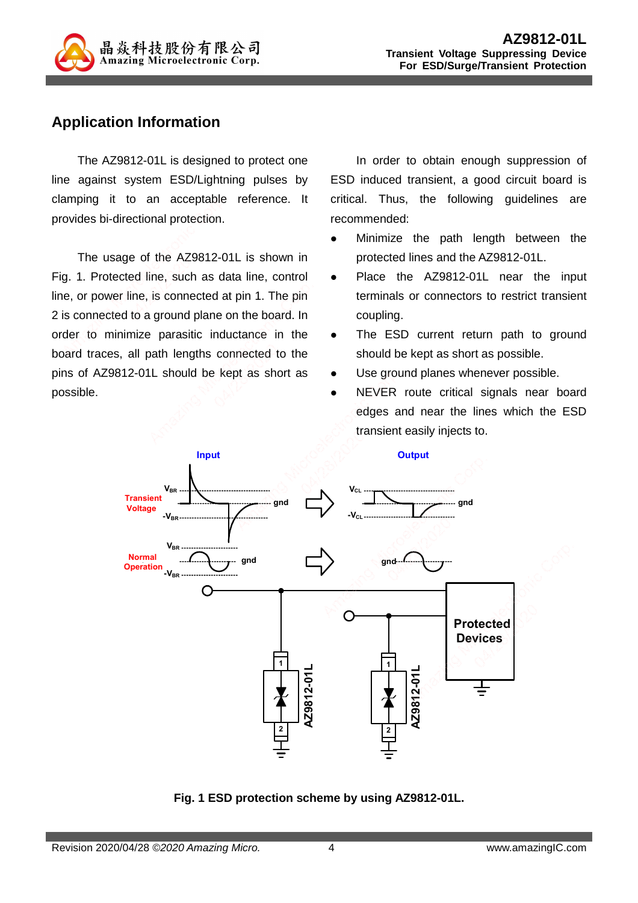## Application Information

The AZ9812-01L is designed to protect one line against system ESD/Lightning pulses by clamping it to an acceptable reference. It provides bi-directional protection.

The usage of the AZ9812-01L is shown in Fig. 1. Protected line, such as data line, control line, or power line, is connected at pin 1. The pin 2 is connected to a ground plane on the board. In order to minimize parasitic inductance in the board traces, all path lengths connected to the pins of AZ9812-01L should be kept as short as possible.

In order to obtain enough suppression of ESD induced transient, a good circuit board is critical. Thus, the following guidelines are recommended:

- Minimize the path length between the protected lines and the AZ9812-01L.
- Place the AZ9812-01L near the input terminals or connectors to restrict transient coupling.
- The ESD current return path to ground should be kept as short as possible.
- Use ground planes whenever possible.
- NEVER route critical signals near board edges and near the lines which the ESD transient easily injects to.

**Fig. 1 ESD protection scheme by using AZ9812-01L.**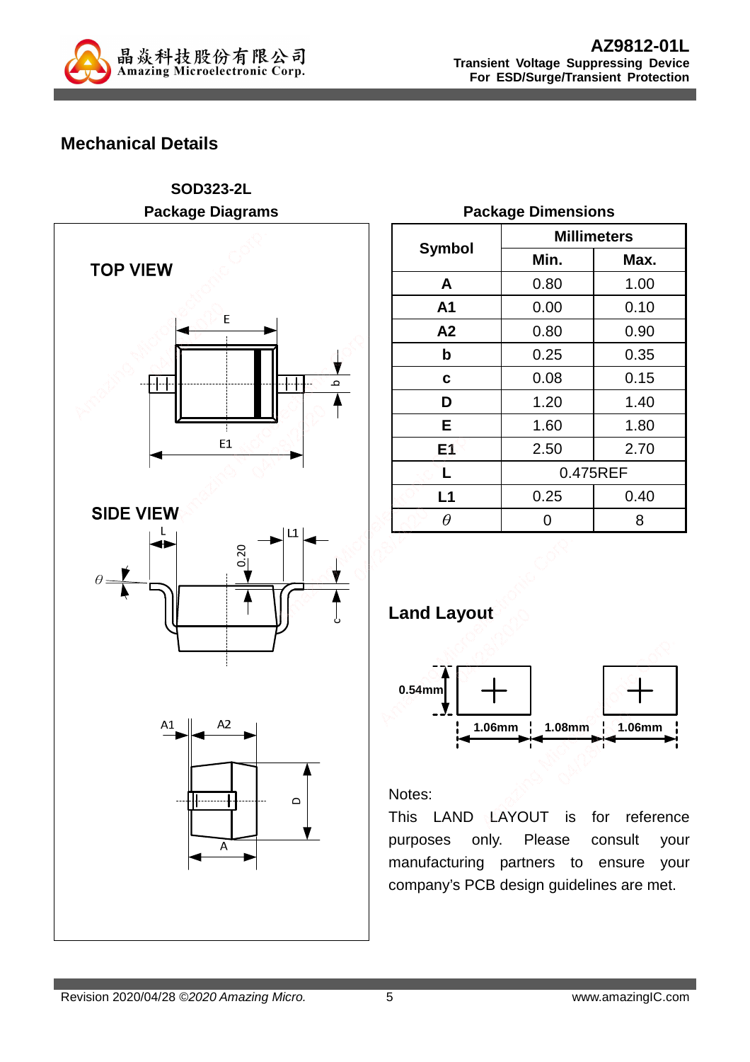## Mechanical Details

**SOD323-2L**

**Package Diagrams**

TOP VIEW

SIDE VIEW

**Package Dimensions**

| Symbol | Millimeters | |
|---|---|---|
| | Min. | Max. |
| A | 0.80 | 1.00 |
| A1 | 0.00 | 0.10 |
| A2 | 0.80 | 0.90 |
| b | 0.25 | 0.35 |
| c | 0.08 | 0.15 |
| D | 1.20 | 1.40 |
| E | 1.60 | 1.80 |
| E1 | 2.50 | 2.70 |
| L | 0.475REF | |
| L1 | 0.25 | 0.40 |
| $\theta$ | 0 | 8 |

## Land Layout

0.54mm

1.06mm 1.08mm 1.06mm

Notes:

This LAND LAYOUT is for reference purposes only. Please consult your manufacturing partners to ensure your company's PCB design guidelines are met.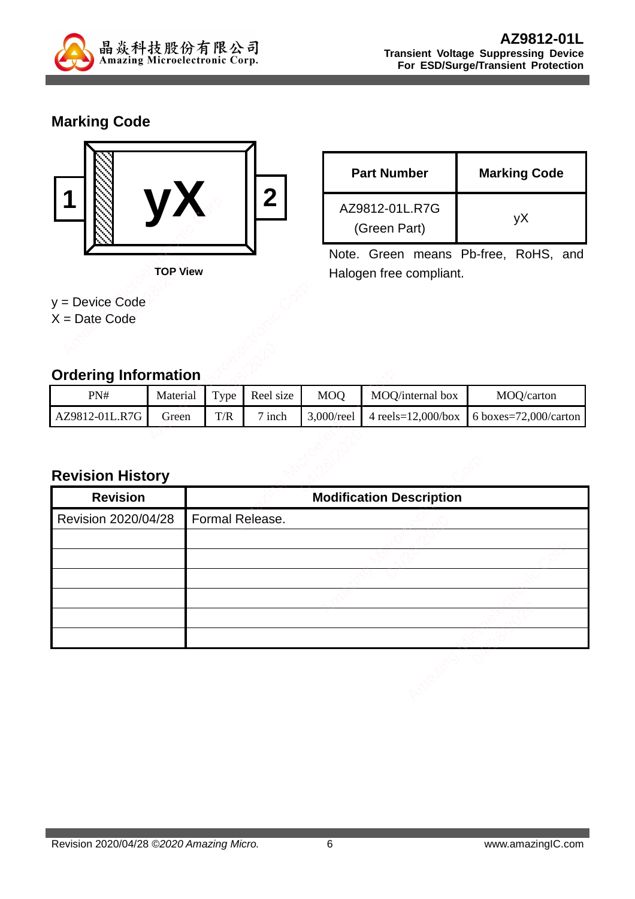## Marking Code

1

yX

2

TOP View

y = Device Code
X = Date Code

| Part Number | Marking Code |
|---|---|
| AZ9812-01L.R7G (Green Part) | yX |

Note. Green means Pb-free, RoHS, and Halogen free compliant.

## Ordering Information

| PN# | Material | Type | Reel size | MOQ | MOQ/internal box | MOQ/carton |
|---|---|---|---|---|---|---|
| AZ9812-01L.R7G | Green | T/R | 7 inch | 3,000/reel | 4 reels=12,000/box | 6 boxes=72,000/carton |

## Revision History

| Revision | Modification Description |
|---|---|
| Revision 2020/04/28 | Formal Release. |
| | |
| | |
| | |
| | |
| | |
| | |